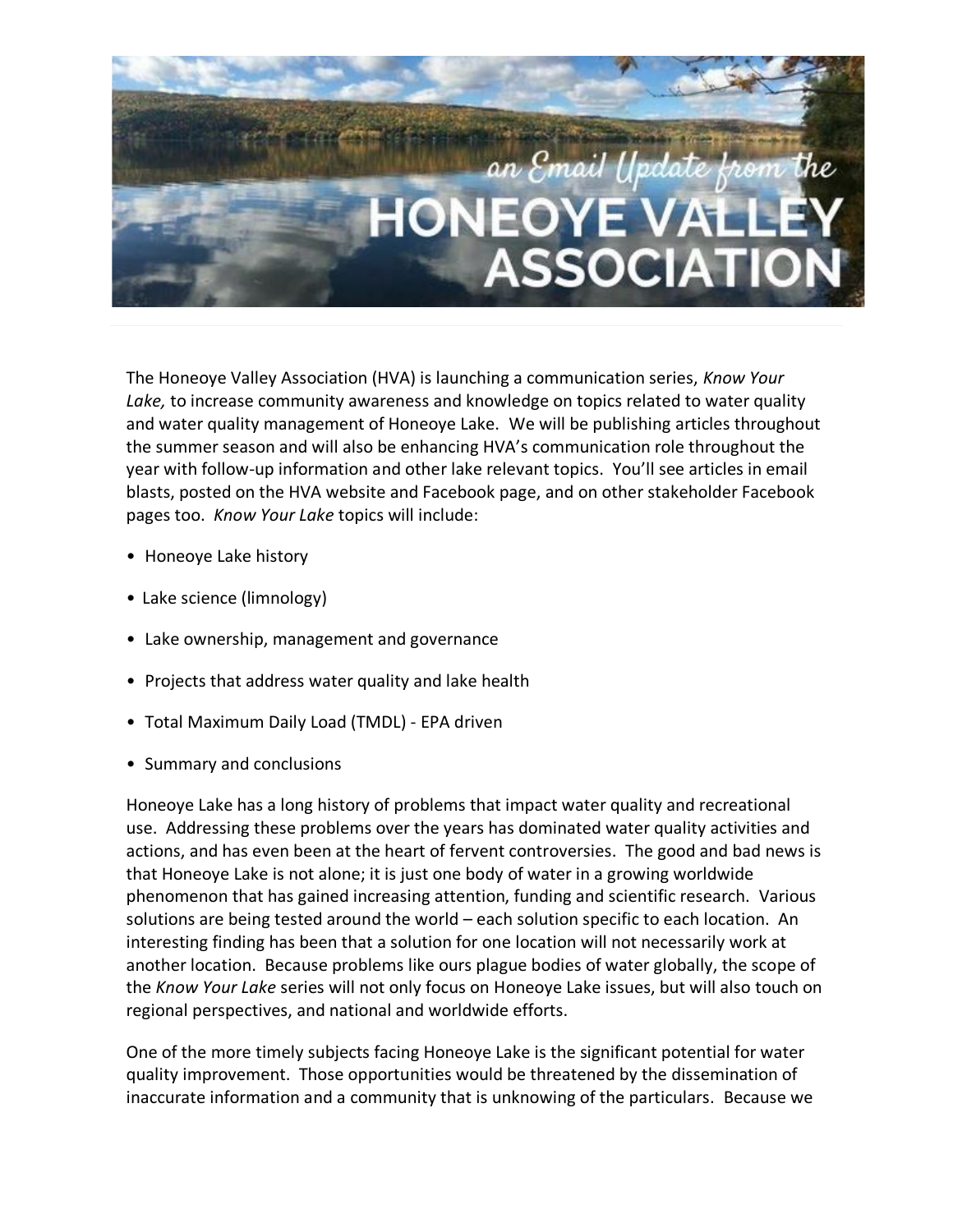The Honeoye Valley Association (HVA) is launching a communication series, *Know Your Lake,* to increase community awareness and knowledge on topics related to water quality and water quality management of Honeoye Lake. We will be publishing articles throughout the summer season and will also be enhancing HVA's communication role throughout the year with follow-up information and other lake relevant topics. You'll see articles in email blasts, posted on the HVA website and Facebook page, and on other stakeholder Facebook pages too. *Know Your Lake* topics will include:

- Honeoye Lake history
- Lake science (limnology)
- Lake ownership, management and governance
- Projects that address water quality and lake health
- Total Maximum Daily Load (TMDL) - EPA driven
- Summary and conclusions

Honeoye Lake has a long history of problems that impact water quality and recreational use. Addressing these problems over the years has dominated water quality activities and actions, and has even been at the heart of fervent controversies. The good and bad news is that Honeoye Lake is not alone; it is just one body of water in a growing worldwide phenomenon that has gained increasing attention, funding and scientific research. Various solutions are being tested around the world – each solution specific to each location. An interesting finding has been that a solution for one location will not necessarily work at another location. Because problems like ours plague bodies of water globally, the scope of the *Know Your Lake* series will not only focus on Honeoye Lake issues, but will also touch on regional perspectives, and national and worldwide efforts.

One of the more timely subjects facing Honeoye Lake is the significant potential for water quality improvement. Those opportunities would be threatened by the dissemination of inaccurate information and a community that is unknowing of the particulars. Because we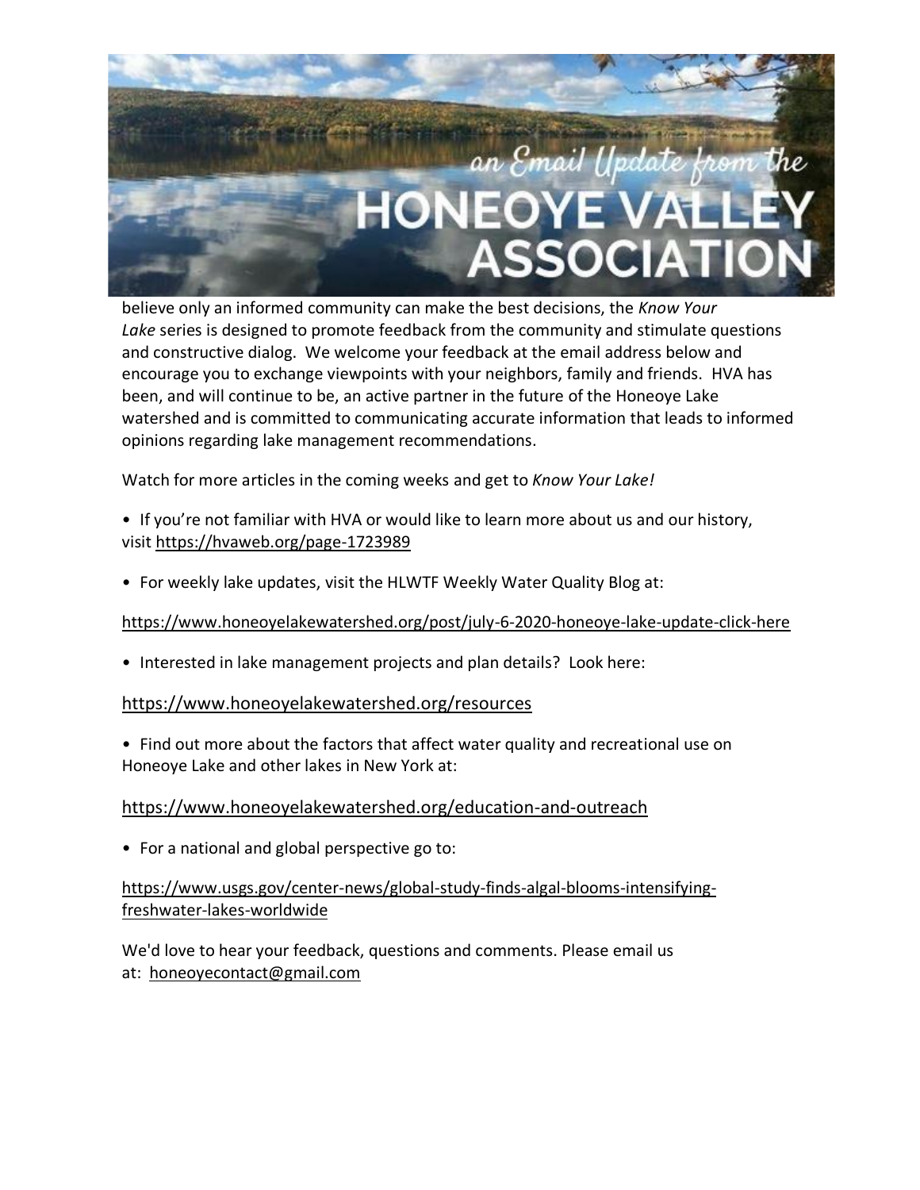believe only an informed community can make the best decisions, the *Know Your Lake* series is designed to promote feedback from the community and stimulate questions and constructive dialog. We welcome your feedback at the email address below and encourage you to exchange viewpoints with your neighbors, family and friends. HVA has been, and will continue to be, an active partner in the future of the Honeoye Lake watershed and is committed to communicating accurate information that leads to informed opinions regarding lake management recommendations.

Watch for more articles in the coming weeks and get to *Know Your Lake!*

- If you're not familiar with HVA or would like to learn more about us and our history, visit https://hvaweb.org/page-1723989

- For weekly lake updates, visit the HLWTF Weekly Water Quality Blog at:

https://www.honeoyelakewatershed.org/post/july-6-2020-honeoye-lake-update-click-here

- Interested in lake management projects and plan details? Look here:

https://www.honeoyelakewatershed.org/resources

- Find out more about the factors that affect water quality and recreational use on Honeoye Lake and other lakes in New York at:

https://www.honeoyelakewatershed.org/education-and-outreach

- For a national and global perspective go to:

https://www.usgs.gov/center-news/global-study-finds-algal-blooms-intensifying-freshwater-lakes-worldwide

We'd love to hear your feedback, questions and comments. Please email us at: honeoyecontact@gmail.com